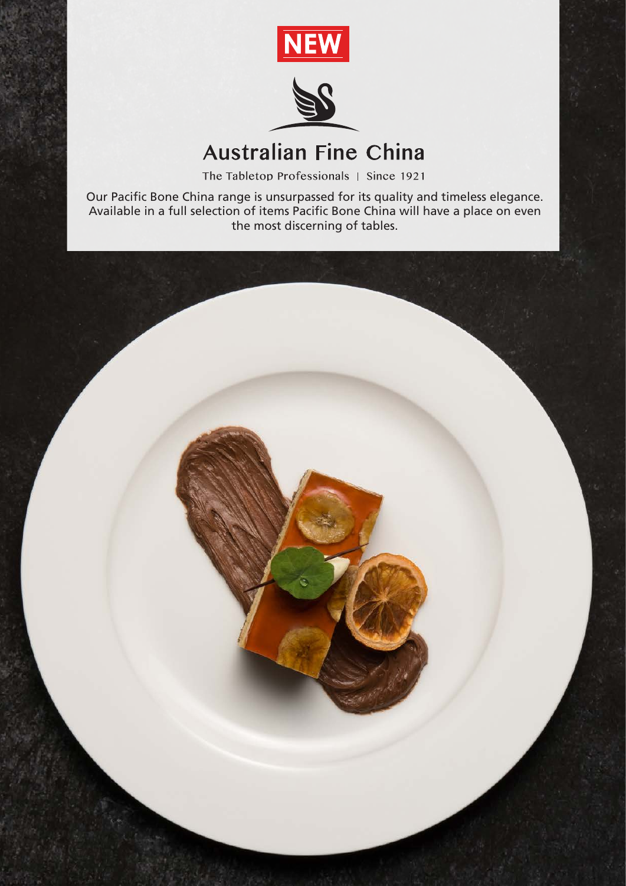NEW

# Australian Fine China

The Tabletop Professionals | Since 1921

Our Pacific Bone China range is unsurpassed for its quality and timeless elegance. Available in a full selection of items Pacific Bone China will have a place on even the most discerning of tables.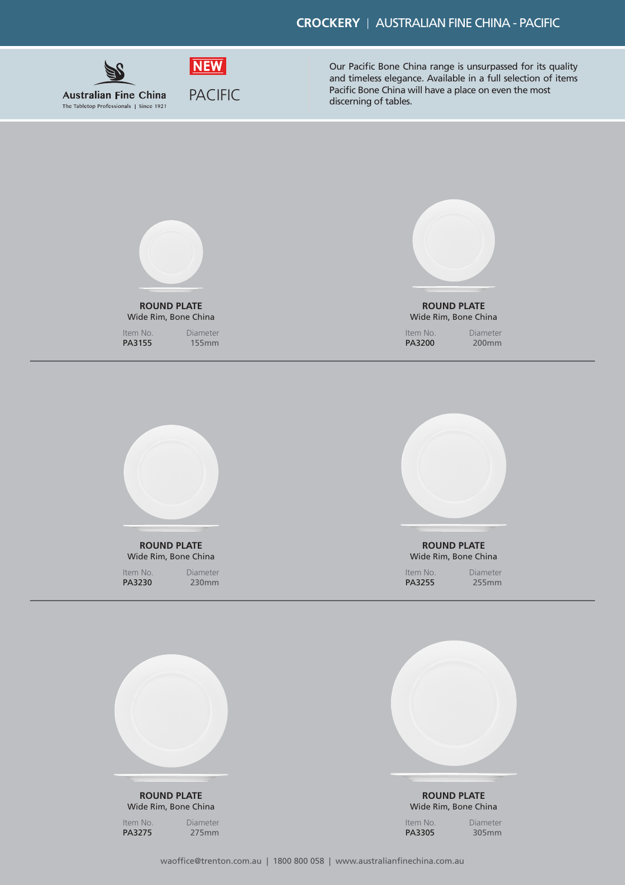# CROCKERY | AUSTRALIAN FINE CHINA - PACIFIC

Australian Fine China
The Tabletop Professionals | Since 1921

**NEW**

PACIFIC

Our Pacific Bone China range is unsurpassed for its quality and timeless elegance. Available in a full selection of items Pacific Bone China will have a place on even the most discerning of tables.

**ROUND PLATE**
Wide Rim, Bone China

| Item No. | Diameter |
|---|---|
| PA3155 | 155mm |

**ROUND PLATE**
Wide Rim, Bone China

| Item No. | Diameter |
|---|---|
| PA3200 | 200mm |

**ROUND PLATE**
Wide Rim, Bone China

| Item No. | Diameter |
|---|---|
| PA3230 | 230mm |

**ROUND PLATE**
Wide Rim, Bone China

| Item No. | Diameter |
|---|---|
| PA3255 | 255mm |

**ROUND PLATE**
Wide Rim, Bone China

| Item No. | Diameter |
|---|---|
| PA3275 | 275mm |

**ROUND PLATE**
Wide Rim, Bone China

| Item No. | Diameter |
|---|---|
| PA3305 | 305mm |

waoffice@trenton.com.au | 1800 800 058 | www.australianfinechina.com.au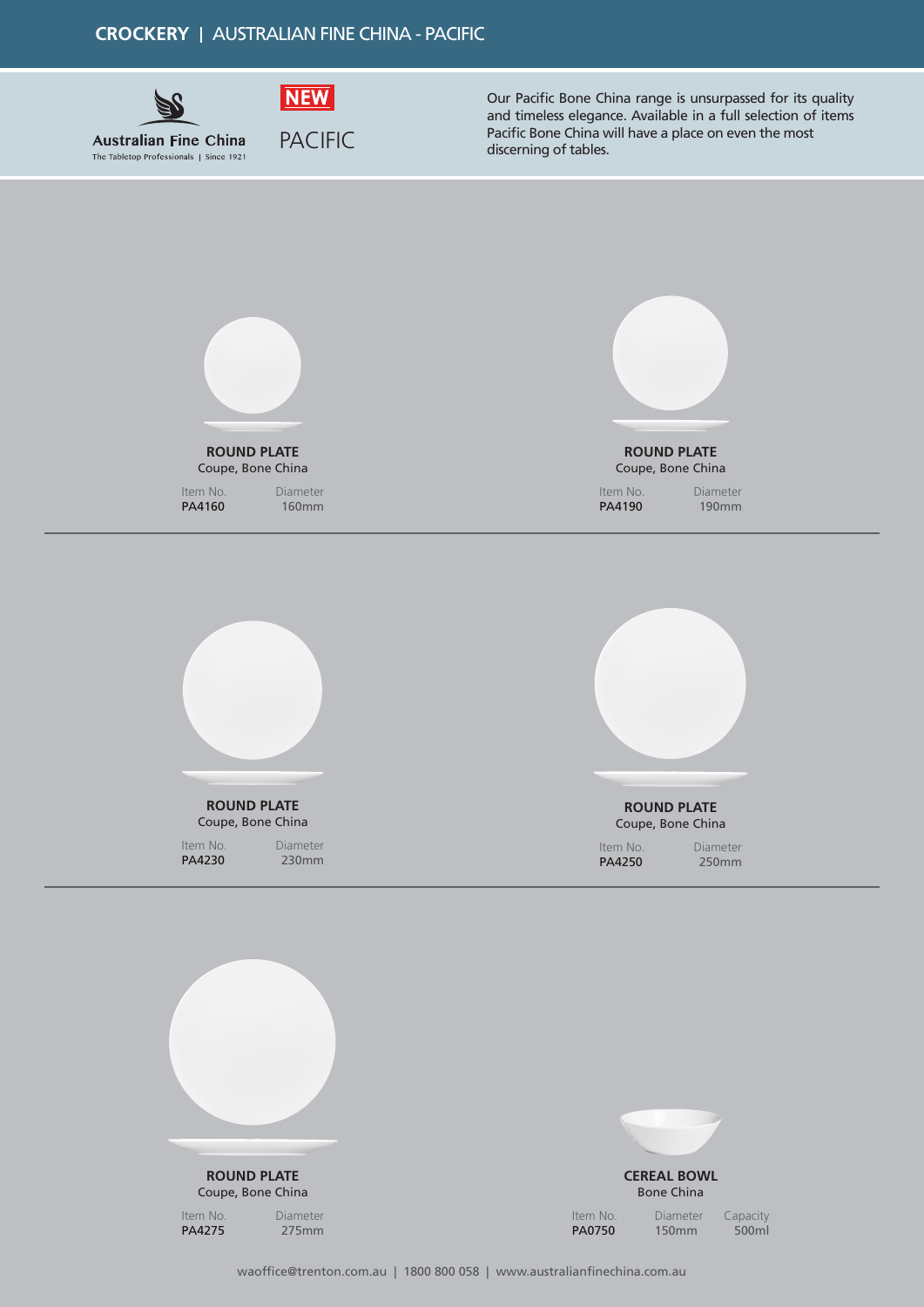# CROCKERY | AUSTRALIAN FINE CHINA - PACIFIC

**Australian Fine China**
The Tabletop Professionals | Since 1921

**NEW**

PACIFIC

Our Pacific Bone China range is unsurpassed for its quality and timeless elegance. Available in a full selection of items Pacific Bone China will have a place on even the most discerning of tables.

**ROUND PLATE**
Coupe, Bone China

| Item No. | Diameter |
|---|---|
| PA4160 | 160mm |

**ROUND PLATE**
Coupe, Bone China

| Item No. | Diameter |
|---|---|
| PA4190 | 190mm |

**ROUND PLATE**
Coupe, Bone China

| Item No. | Diameter |
|---|---|
| PA4230 | 230mm |

**ROUND PLATE**
Coupe, Bone China

| Item No. | Diameter |
|---|---|
| PA4250 | 250mm |

**ROUND PLATE**
Coupe, Bone China

| Item No. | Diameter |
|---|---|
| PA4275 | 275mm |

**CEREAL BOWL**
Bone China

| Item No. | Diameter | Capacity |
|---|---|---|
| PA0750 | 150mm | 500ml |

waoffice@trenton.com.au | 1800 800 058 | www.australianfinechina.com.au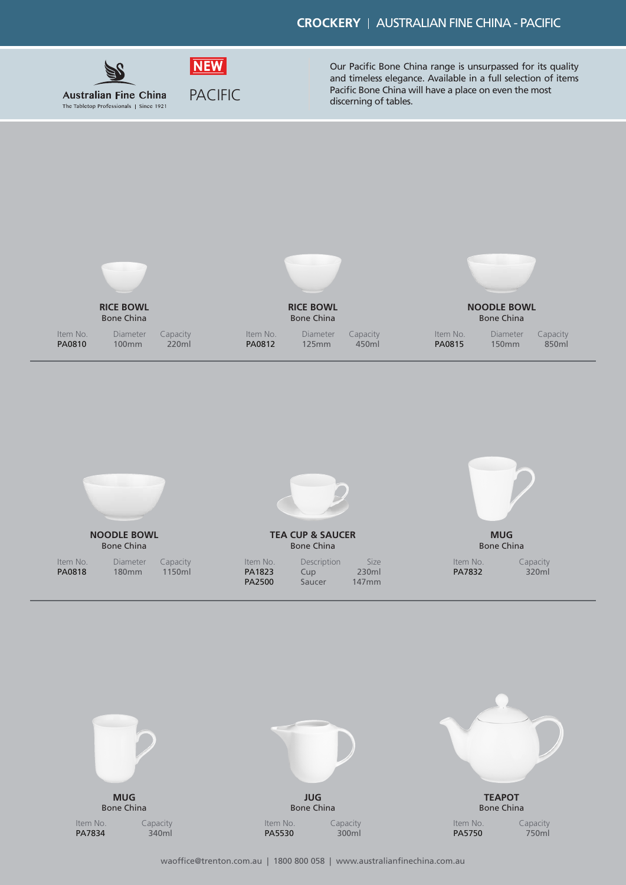# CROCKERY | AUSTRALIAN FINE CHINA - PACIFIC

Australian Fine China
The Tabletop Professionals | Since 1921

NEW

PACIFIC

Our Pacific Bone China range is unsurpassed for its quality and timeless elegance. Available in a full selection of items Pacific Bone China will have a place on even the most discerning of tables.

### RICE BOWL
Bone China

| Item No. | Diameter | Capacity |
|---|---|---|
| PA0810 | 100mm | 220ml |

### RICE BOWL
Bone China

| Item No. | Diameter | Capacity |
|---|---|---|
| PA0812 | 125mm | 450ml |

### NOODLE BOWL
Bone China

| Item No. | Diameter | Capacity |
|---|---|---|
| PA0815 | 150mm | 850ml |

### NOODLE BOWL
Bone China

| Item No. | Diameter | Capacity |
|---|---|---|
| PA0818 | 180mm | 1150ml |

### TEA CUP & SAUCER
Bone China

| Item No. | Description | Size |
|---|---|---|
| PA1823 | Cup | 230ml |
| PA2500 | Saucer | 147mm |

### MUG
Bone China

| Item No. | Capacity |
|---|---|
| PA7832 | 320ml |

### MUG
Bone China

| Item No. | Capacity |
|---|---|
| PA7834 | 340ml |

### JUG
Bone China

| Item No. | Capacity |
|---|---|
| PA5530 | 300ml |

### TEAPOT
Bone China

| Item No. | Capacity |
|---|---|
| PA5750 | 750ml |

waoffice@trenton.com.au | 1800 800 058 | www.australianfinechina.com.au